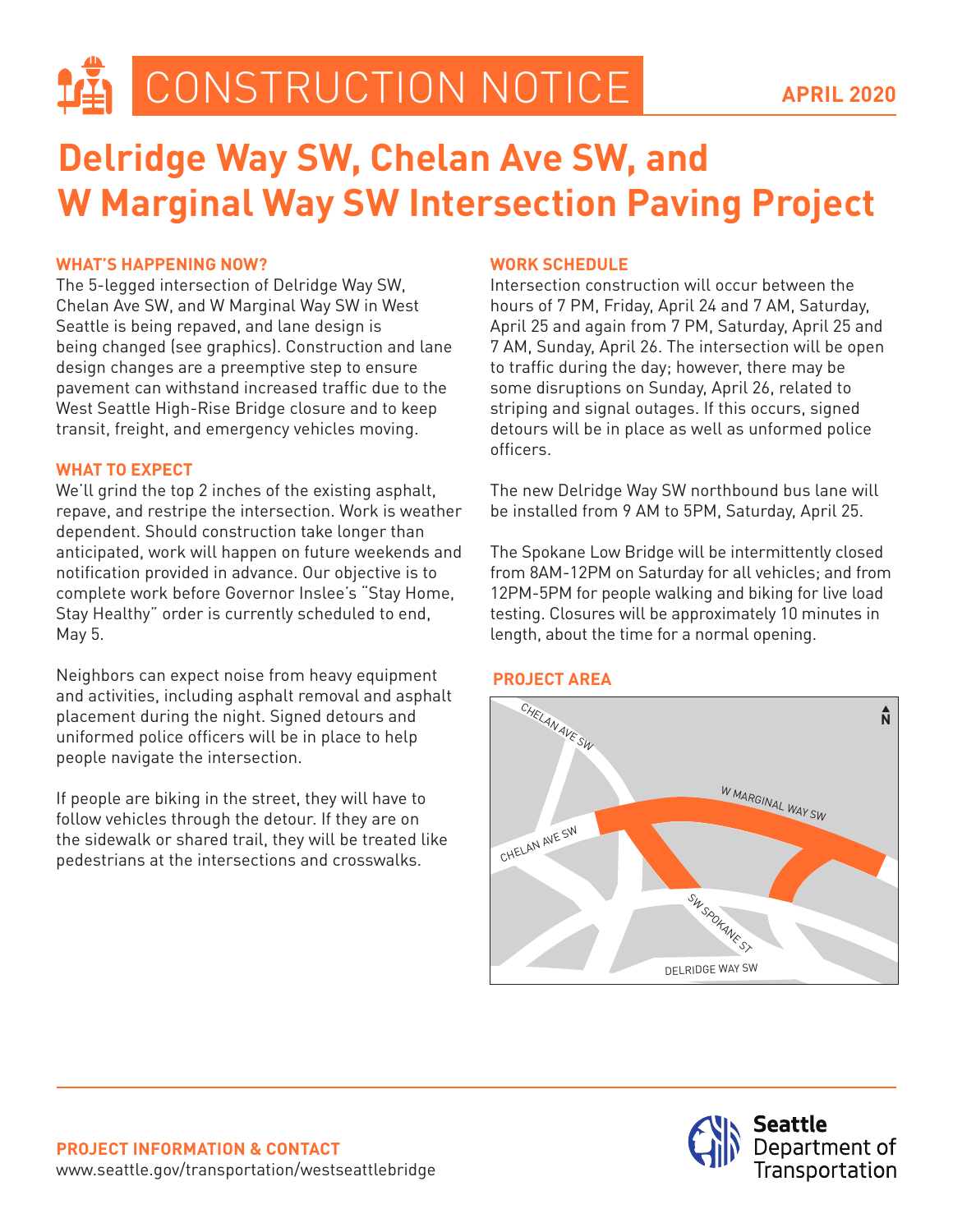# CONSTRUCTION NOTICE

**APRIL 2020**

# Delridge Way SW, Chelan Ave SW, and W Marginal Way SW Intersection Paving Project

## WHAT'S HAPPENING NOW?

The 5-legged intersection of Delridge Way SW, Chelan Ave SW, and W Marginal Way SW in West Seattle is being repaved, and lane design is being changed (see graphics). Construction and lane design changes are a preemptive step to ensure pavement can withstand increased traffic due to the West Seattle High-Rise Bridge closure and to keep transit, freight, and emergency vehicles moving.

## WHAT TO EXPECT

We'll grind the top 2 inches of the existing asphalt, repave, and restripe the intersection. Work is weather dependent. Should construction take longer than anticipated, work will happen on future weekends and notification provided in advance. Our objective is to complete work before Governor Inslee's "Stay Home, Stay Healthy" order is currently scheduled to end, May 5.

Neighbors can expect noise from heavy equipment and activities, including asphalt removal and asphalt placement during the night. Signed detours and uniformed police officers will be in place to help people navigate the intersection.

If people are biking in the street, they will have to follow vehicles through the detour. If they are on the sidewalk or shared trail, they will be treated like pedestrians at the intersections and crosswalks.

## WORK SCHEDULE

Intersection construction will occur between the hours of 7 PM, Friday, April 24 and 7 AM, Saturday, April 25 and again from 7 PM, Saturday, April 25 and 7 AM, Sunday, April 26. The intersection will be open to traffic during the day; however, there may be some disruptions on Sunday, April 26, related to striping and signal outages. If this occurs, signed detours will be in place as well as unformed police officers.

The new Delridge Way SW northbound bus lane will be installed from 9 AM to 5PM, Saturday, April 25.

The Spokane Low Bridge will be intermittently closed from 8AM-12PM on Saturday for all vehicles; and from 12PM-5PM for people walking and biking for live load testing. Closures will be approximately 10 minutes in length, about the time for a normal opening.

## PROJECT AREA

CHELAN AVE SW

W MARGINAL WAY SW

CHELAN AVE SW

SW SPOKANE ST

DELRIDGE WAY SW

N

**PROJECT INFORMATION & CONTACT**

www.seattle.gov/transportation/westseattlebridge

Seattle Department of Transportation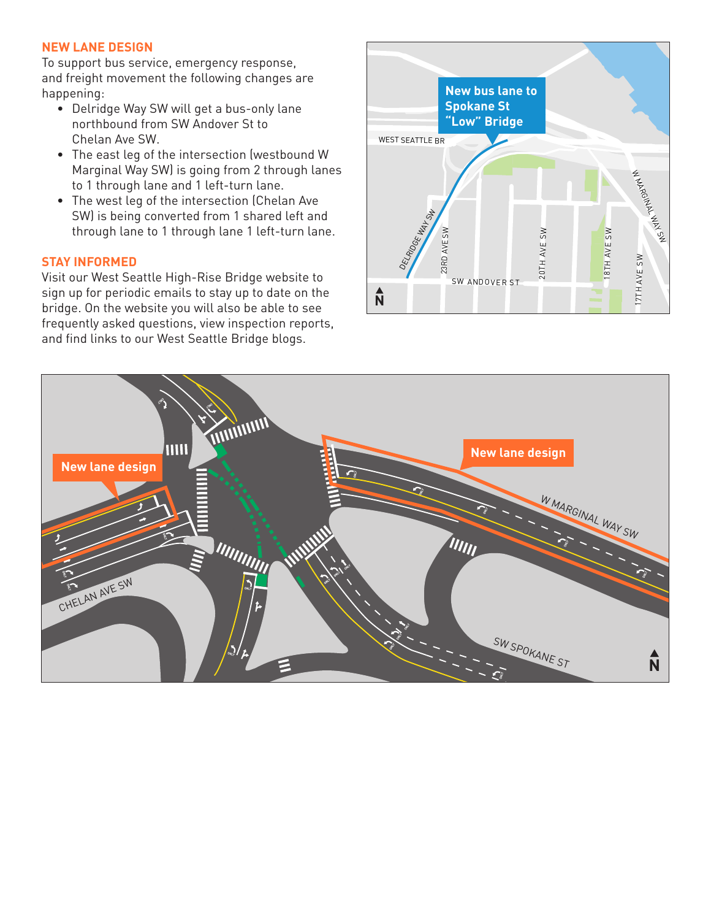## NEW LANE DESIGN

To support bus service, emergency response, and freight movement the following changes are happening:

- Delridge Way SW will get a bus-only lane northbound from SW Andover St to Chelan Ave SW.
- The east leg of the intersection (westbound W Marginal Way SW) is going from 2 through lanes to 1 through lane and 1 left-turn lane.
- The west leg of the intersection (Chelan Ave SW) is being converted from 1 shared left and through lane to 1 through lane 1 left-turn lane.

## STAY INFORMED

Visit our West Seattle High-Rise Bridge website to sign up for periodic emails to stay up to date on the bridge. On the website you will also be able to see frequently asked questions, view inspection reports, and find links to our West Seattle Bridge blogs.

New bus lane to Spokane St "Low" Bridge

WEST SEATTLE BR

DELRIDGE WAY SW

23RD AVE SW

20TH AVE SW

18TH AVE SW

17TH AVE SW

W MARGINAL WAY SW

SW ANDOVER ST

N

New lane design

New lane design

W MARGINAL WAY SW

CHELAN AVE SW

SW SPOKANE ST

N